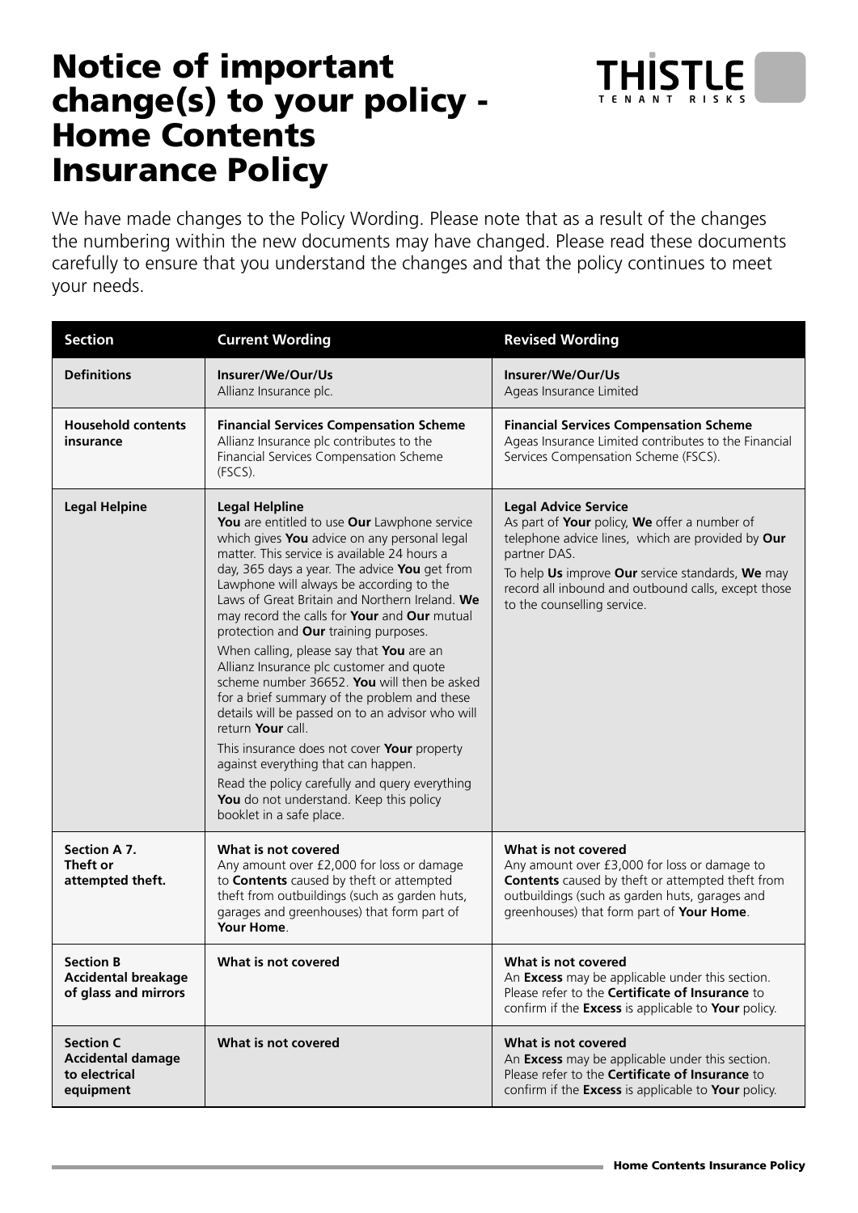# Notice of important change(s) to your policy - Home Contents Insurance Policy

THISTLE TENANT RISKS

We have made changes to the Policy Wording. Please note that as a result of the changes the numbering within the new documents may have changed. Please read these documents carefully to ensure that you understand the changes and that the policy continues to meet your needs.

| Section | Current Wording | Revised Wording |
|---|---|---|
| **Definitions** | **Insurer/We/Our/Us**<br>Allianz Insurance plc. | **Insurer/We/Our/Us**<br>Ageas Insurance Limited |
| **Household contents insurance** | **Financial Services Compensation Scheme**<br>Allianz Insurance plc contributes to the Financial Services Compensation Scheme (FSCS). | **Financial Services Compensation Scheme**<br>Ageas Insurance Limited contributes to the Financial Services Compensation Scheme (FSCS). |
| **Legal Helpine** | **Legal Helpline**<br>**You** are entitled to use **Our** Lawphone service which gives **You** advice on any personal legal matter. This service is available 24 hours a day, 365 days a year. The advice **You** get from Lawphone will always be according to the Laws of Great Britain and Northern Ireland. **We** may record the calls for **Your** and **Our** mutual protection and **Our** training purposes.<br>When calling, please say that **You** are an Allianz Insurance plc customer and quote scheme number 36652. **You** will then be asked for a brief summary of the problem and these details will be passed on to an advisor who will return **Your** call.<br>This insurance does not cover **Your** property against everything that can happen.<br>Read the policy carefully and query everything **You** do not understand. Keep this policy booklet in a safe place. | **Legal Advice Service**<br>As part of **Your** policy, **We** offer a number of telephone advice lines, which are provided by **Our** partner DAS.<br>To help **Us** improve **Our** service standards, **We** may record all inbound and outbound calls, except those to the counselling service. |
| **Section A 7. Theft or attempted theft.** | **What is not covered**<br>Any amount over £2,000 for loss or damage to **Contents** caused by theft or attempted theft from outbuildings (such as garden huts, garages and greenhouses) that form part of **Your Home**. | **What is not covered**<br>Any amount over £3,000 for loss or damage to **Contents** caused by theft or attempted theft from outbuildings (such as garden huts, garages and greenhouses) that form part of **Your Home**. |
| **Section B Accidental breakage of glass and mirrors** | **What is not covered** | **What is not covered**<br>An **Excess** may be applicable under this section. Please refer to the **Certificate of Insurance** to confirm if the **Excess** is applicable to **Your** policy. |
| **Section C Accidental damage to electrical equipment** | **What is not covered** | **What is not covered**<br>An **Excess** may be applicable under this section. Please refer to the **Certificate of Insurance** to confirm if the **Excess** is applicable to **Your** policy. |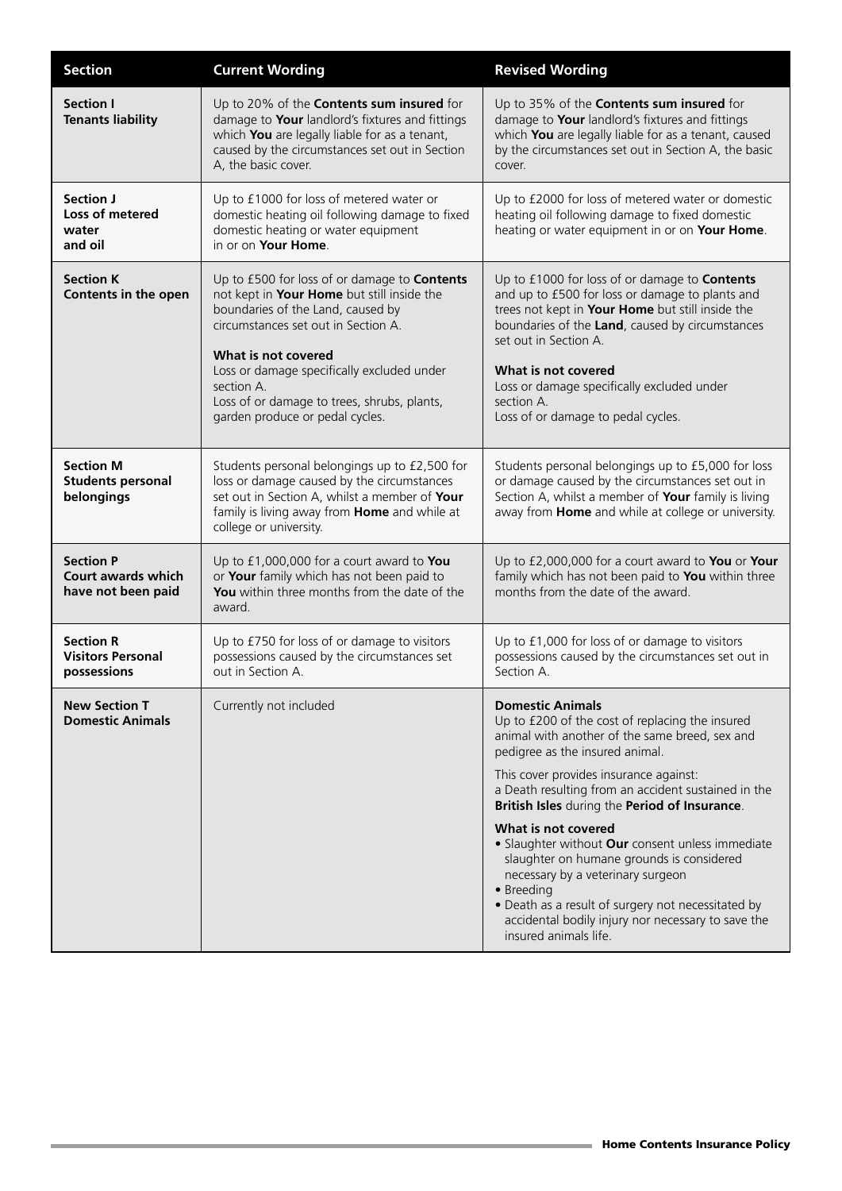| Section | Current Wording | Revised Wording |
|---|---|---|
| **Section I**<br>**Tenants liability** | Up to 20% of the **Contents sum insured** for damage to **Your** landlord's fixtures and fittings which **You** are legally liable for as a tenant, caused by the circumstances set out in Section A, the basic cover. | Up to 35% of the **Contents sum insured** for damage to **Your** landlord's fixtures and fittings which **You** are legally liable for as a tenant, caused by the circumstances set out in Section A, the basic cover. |
| **Section J**<br>**Loss of metered water and oil** | Up to £1000 for loss of metered water or domestic heating oil following damage to fixed domestic heating or water equipment in or on **Your Home**. | Up to £2000 for loss of metered water or domestic heating oil following damage to fixed domestic heating or water equipment in or on **Your Home**. |
| **Section K**<br>**Contents in the open** | Up to £500 for loss of or damage to **Contents** not kept in **Your Home** but still inside the boundaries of the Land, caused by circumstances set out in Section A.<br><br>**What is not covered**<br>Loss or damage specifically excluded under section A.<br>Loss of or damage to trees, shrubs, plants, garden produce or pedal cycles. | Up to £1000 for loss of or damage to **Contents** and up to £500 for loss or damage to plants and trees not kept in **Your Home** but still inside the boundaries of the **Land**, caused by circumstances set out in Section A.<br><br>**What is not covered**<br>Loss or damage specifically excluded under section A.<br>Loss of or damage to pedal cycles. |
| **Section M**<br>**Students personal belongings** | Students personal belongings up to £2,500 for loss or damage caused by the circumstances set out in Section A, whilst a member of **Your** family is living away from **Home** and while at college or university. | Students personal belongings up to £5,000 for loss or damage caused by the circumstances set out in Section A, whilst a member of **Your** family is living away from **Home** and while at college or university. |
| **Section P**<br>**Court awards which have not been paid** | Up to £1,000,000 for a court award to **You** or **Your** family which has not been paid to **You** within three months from the date of the award. | Up to £2,000,000 for a court award to **You** or **Your** family which has not been paid to **You** within three months from the date of the award. |
| **Section R**<br>**Visitors Personal possessions** | Up to £750 for loss of or damage to visitors possessions caused by the circumstances set out in Section A. | Up to £1,000 for loss of or damage to visitors possessions caused by the circumstances set out in Section A. |
| **New Section T**<br>**Domestic Animals** | Currently not included | **Domestic Animals**<br>Up to £200 of the cost of replacing the insured animal with another of the same breed, sex and pedigree as the insured animal.<br><br>This cover provides insurance against:<br>a Death resulting from an accident sustained in the **British Isles** during the **Period of Insurance**.<br><br>**What is not covered**<br>• Slaughter without **Our** consent unless immediate slaughter on humane grounds is considered necessary by a veterinary surgeon<br>• Breeding<br>• Death as a result of surgery not necessitated by accidental bodily injury nor necessary to save the insured animals life. |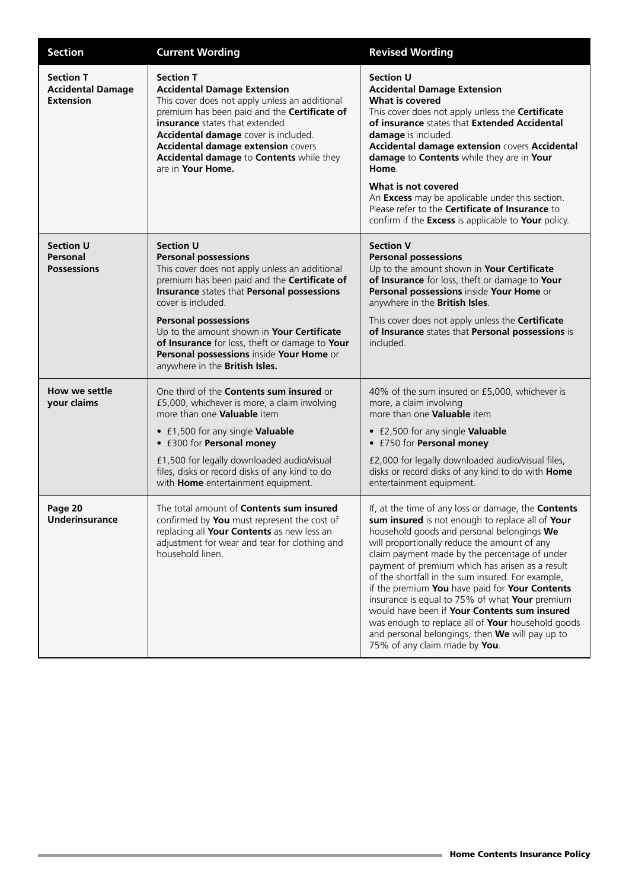| Section | Current Wording | Revised Wording |
|---|---|---|
| **Section T Accidental Damage Extension** | **Section T** **Accidental Damage Extension** This cover does not apply unless an additional premium has been paid and the **Certificate of insurance** states that extended **Accidental damage** cover is included. **Accidental damage extension** covers **Accidental damage** to **Contents** while they are in **Your Home.** | **Section U** **Accidental Damage Extension** **What is covered** This cover does not apply unless the **Certificate of insurance** states that **Extended Accidental damage** is included. **Accidental damage extension** covers **Accidental damage** to **Contents** while they are in **Your Home**. **What is not covered** An **Excess** may be applicable under this section. Please refer to the **Certificate of Insurance** to confirm if the **Excess** is applicable to **Your** policy. |
| **Section U Personal Possessions** | **Section U** **Personal possessions** This cover does not apply unless an additional premium has been paid and the **Certificate of Insurance** states that **Personal possessions** cover is included. **Personal possessions** Up to the amount shown in **Your Certificate of Insurance** for loss, theft or damage to **Your Personal possessions** inside **Your Home** or anywhere in the **British Isles.** | **Section V** **Personal possessions** Up to the amount shown in **Your Certificate of Insurance** for loss, theft or damage to **Your Personal possessions** inside **Your Home** or anywhere in the **British Isles**. This cover does not apply unless the **Certificate of Insurance** states that **Personal possessions** is included. |
| **How we settle your claims** | One third of the **Contents sum insured** or £5,000, whichever is more, a claim involving more than one **Valuable** item<br>• £1,500 for any single **Valuable**<br>• £300 for **Personal money**<br>£1,500 for legally downloaded audio/visual files, disks or record disks of any kind to do with **Home** entertainment equipment. | 40% of the sum insured or £5,000, whichever is more, a claim involving more than one **Valuable** item<br>• £2,500 for any single **Valuable**<br>• £750 for **Personal money**<br>£2,000 for legally downloaded audio/visual files, disks or record disks of any kind to do with **Home** entertainment equipment. |
| **Page 20 Underinsurance** | The total amount of **Contents sum insured** confirmed by **You** must represent the cost of replacing all **Your Contents** as new less an adjustment for wear and tear for clothing and household linen. | If, at the time of any loss or damage, the **Contents sum insured** is not enough to replace all of **Your** household goods and personal belongings **We** will proportionally reduce the amount of any claim payment made by the percentage of under payment of premium which has arisen as a result of the shortfall in the sum insured. For example, if the premium **You** have paid for **Your Contents** insurance is equal to 75% of what **Your** premium would have been if **Your Contents sum insured** was enough to replace all of **Your** household goods and personal belongings, then **We** will pay up to 75% of any claim made by **You**. |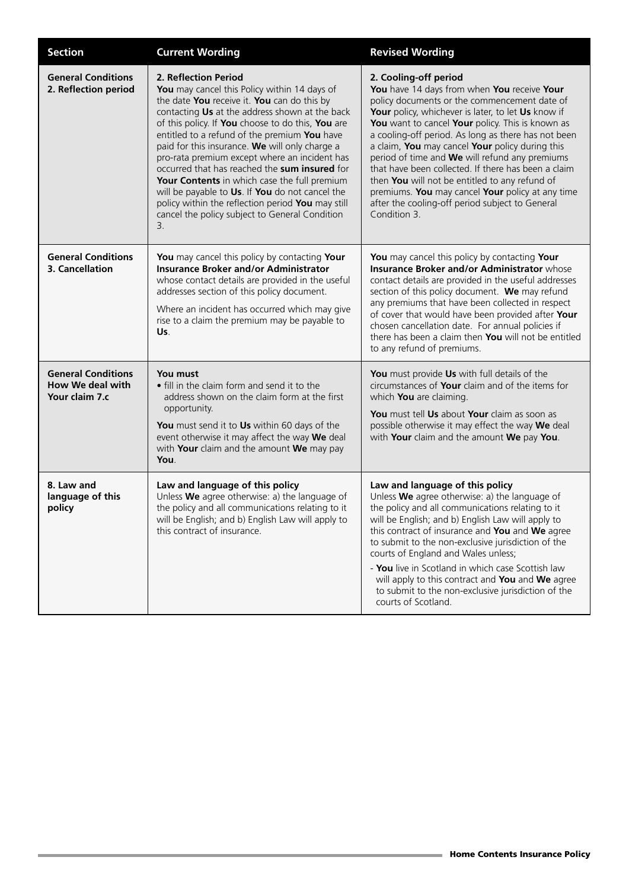| Section | Current Wording | Revised Wording |
|---|---|---|
| **General Conditions 2. Reflection period** | **2. Reflection Period** **You** may cancel this Policy within 14 days of the date **You** receive it. **You** can do this by contacting **Us** at the address shown at the back of this policy. If **You** choose to do this, **You** are entitled to a refund of the premium **You** have paid for this insurance. **We** will only charge a pro-rata premium except where an incident has occurred that has reached the **sum insured** for **Your Contents** in which case the full premium will be payable to **Us**. If **You** do not cancel the policy within the reflection period **You** may still cancel the policy subject to General Condition 3. | **2. Cooling-off period** **You** have 14 days from when **You** receive **Your** policy documents or the commencement date of **Your** policy, whichever is later, to let **Us** know if **You** want to cancel **Your** policy. This is known as a cooling-off period. As long as there has not been a claim, **You** may cancel **Your** policy during this period of time and **We** will refund any premiums that have been collected. If there has been a claim then **You** will not be entitled to any refund of premiums. **You** may cancel **Your** policy at any time after the cooling-off period subject to General Condition 3. |
| **General Conditions 3. Cancellation** | **You** may cancel this policy by contacting **Your Insurance Broker and/or Administrator** whose contact details are provided in the useful addresses section of this policy document.<br><br>Where an incident has occurred which may give rise to a claim the premium may be payable to **Us**. | **You** may cancel this policy by contacting **Your Insurance Broker and/or Administrator** whose contact details are provided in the useful addresses section of this policy document. **We** may refund any premiums that have been collected in respect of cover that would have been provided after **Your** chosen cancellation date. For annual policies if there has been a claim then **You** will not be entitled to any refund of premiums. |
| **General Conditions How We deal with Your claim 7.c** | **You must**<br>• fill in the claim form and send it to the address shown on the claim form at the first opportunity.<br><br>**You** must send it to **Us** within 60 days of the event otherwise it may affect the way **We** deal with **Your** claim and the amount **We** may pay **You**. | **You** must provide **Us** with full details of the circumstances of **Your** claim and of the items for which **You** are claiming.<br><br>**You** must tell **Us** about **Your** claim as soon as possible otherwise it may effect the way **We** deal with **Your** claim and the amount **We** pay **You**. |
| **8. Law and language of this policy** | **Law and language of this policy** Unless **We** agree otherwise: a) the language of the policy and all communications relating to it will be English; and b) English Law will apply to this contract of insurance. | **Law and language of this policy** Unless **We** agree otherwise: a) the language of the policy and all communications relating to it will be English; and b) English Law will apply to this contract of insurance and **You** and **We** agree to submit to the non-exclusive jurisdiction of the courts of England and Wales unless;<br><br>- **You** live in Scotland in which case Scottish law will apply to this contract and **You** and **We** agree to submit to the non-exclusive jurisdiction of the courts of Scotland. |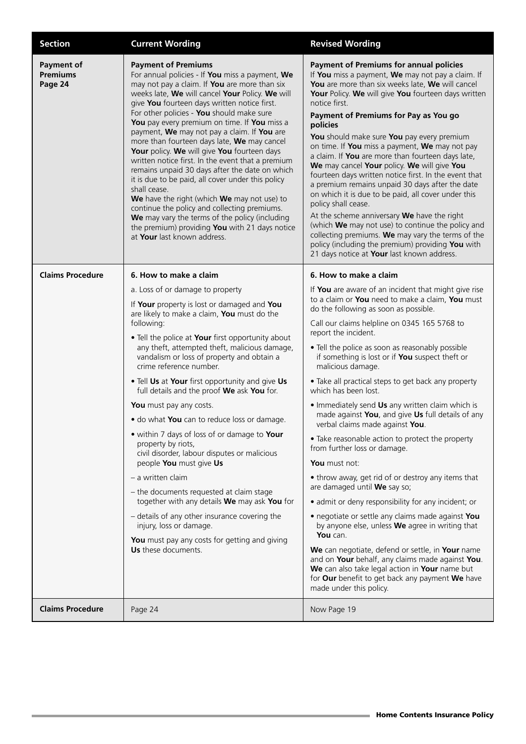| Section | Current Wording | Revised Wording |
|---|---|---|
| **Payment of Premiums Page 24** | **Payment of Premiums**<br>For annual policies - If **You** miss a payment, **We** may not pay a claim. If **You** are more than six weeks late, **We** will cancel **Your** Policy. **We** will give **You** fourteen days written notice first.<br>For other policies - **You** should make sure **You** pay every premium on time. If **You** miss a payment, **We** may not pay a claim. If **You** are more than fourteen days late, **We** may cancel **Your** policy. **We** will give **You** fourteen days written notice first. In the event that a premium remains unpaid 30 days after the date on which it is due to be paid, all cover under this policy shall cease.<br>**We** have the right (which **We** may not use) to continue the policy and collecting premiums. **We** may vary the terms of the policy (including the premium) providing **You** with 21 days notice at **Your** last known address. | **Payment of Premiums for annual policies**<br>If **You** miss a payment, **We** may not pay a claim. If **You** are more than six weeks late, **We** will cancel **Your** Policy. **We** will give **You** fourteen days written notice first.<br>**Payment of Premiums for Pay as You go policies**<br>**You** should make sure **You** pay every premium on time. If **You** miss a payment, **We** may not pay a claim. If **You** are more than fourteen days late, **We** may cancel **Your** policy. **We** will give **You** fourteen days written notice first. In the event that a premium remains unpaid 30 days after the date on which it is due to be paid, all cover under this policy shall cease.<br>At the scheme anniversary **We** have the right (which **We** may not use) to continue the policy and collecting premiums. **We** may vary the terms of the policy (including the premium) providing **You** with 21 days notice at **Your** last known address. |
| **Claims Procedure** | **6. How to make a claim**<br>a. Loss of or damage to property<br>If **Your** property is lost or damaged and **You** are likely to make a claim, **You** must do the following:<br>• Tell the police at **Your** first opportunity about any theft, attempted theft, malicious damage, vandalism or loss of property and obtain a crime reference number.<br>• Tell **Us** at **Your** first opportunity and give **Us** full details and the proof **We** ask **You** for.<br>**You** must pay any costs.<br>• do what **You** can to reduce loss or damage.<br>• within 7 days of loss of or damage to **Your** property by riots, civil disorder, labour disputes or malicious people **You** must give **Us**<br>– a written claim<br>– the documents requested at claim stage together with any details **We** may ask **You** for<br>– details of any other insurance covering the injury, loss or damage.<br>**You** must pay any costs for getting and giving **Us** these documents. | **6. How to make a claim**<br>If **You** are aware of an incident that might give rise to a claim or **You** need to make a claim, **You** must do the following as soon as possible.<br>Call our claims helpline on 0345 165 5768 to report the incident.<br>• Tell the police as soon as reasonably possible if something is lost or if **You** suspect theft or malicious damage.<br>• Take all practical steps to get back any property which has been lost.<br>• Immediately send **Us** any written claim which is made against **You**, and give **Us** full details of any verbal claims made against **You**.<br>• Take reasonable action to protect the property from further loss or damage.<br>**You** must not:<br>• throw away, get rid of or destroy any items that are damaged until **We** say so;<br>• admit or deny responsibility for any incident; or<br>• negotiate or settle any claims made against **You** by anyone else, unless **We** agree in writing that **You** can.<br>**We** can negotiate, defend or settle, in **Your** name and on **Your** behalf, any claims made against **You**. **We** can also take legal action in **Your** name but for **Our** benefit to get back any payment **We** have made under this policy. |
| **Claims Procedure** | Page 24 | Now Page 19 |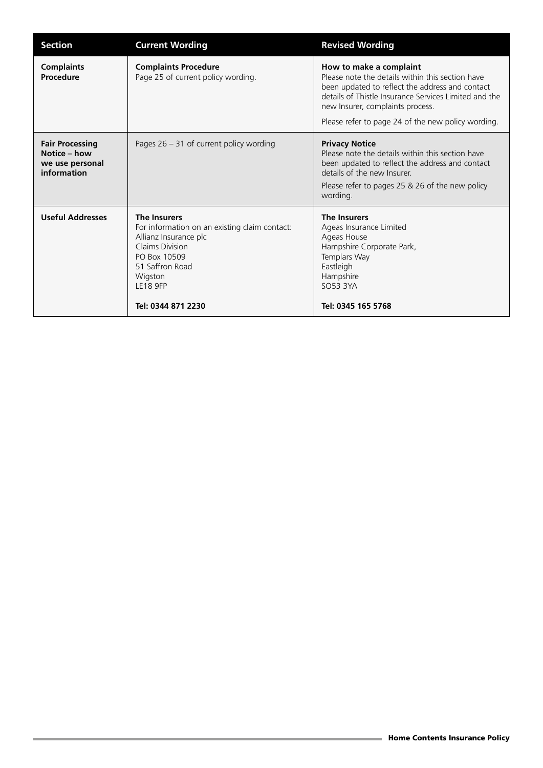| Section | Current Wording | Revised Wording |
|---|---|---|
| **Complaints Procedure** | **Complaints Procedure**<br>Page 25 of current policy wording. | **How to make a complaint**<br>Please note the details within this section have been updated to reflect the address and contact details of Thistle Insurance Services Limited and the new Insurer, complaints process.<br><br>Please refer to page 24 of the new policy wording. |
| **Fair Processing Notice – how we use personal information** | Pages 26 – 31 of current policy wording | **Privacy Notice**<br>Please note the details within this section have been updated to reflect the address and contact details of the new Insurer.<br><br>Please refer to pages 25 & 26 of the new policy wording. |
| **Useful Addresses** | **The Insurers**<br>For information on an existing claim contact:<br>Allianz Insurance plc<br>Claims Division<br>PO Box 10509<br>51 Saffron Road<br>Wigston<br>LE18 9FP<br><br>**Tel: 0344 871 2230** | **The Insurers**<br>Ageas Insurance Limited<br>Ageas House<br>Hampshire Corporate Park,<br>Templars Way<br>Eastleigh<br>Hampshire<br>SO53 3YA<br><br>**Tel: 0345 165 5768** |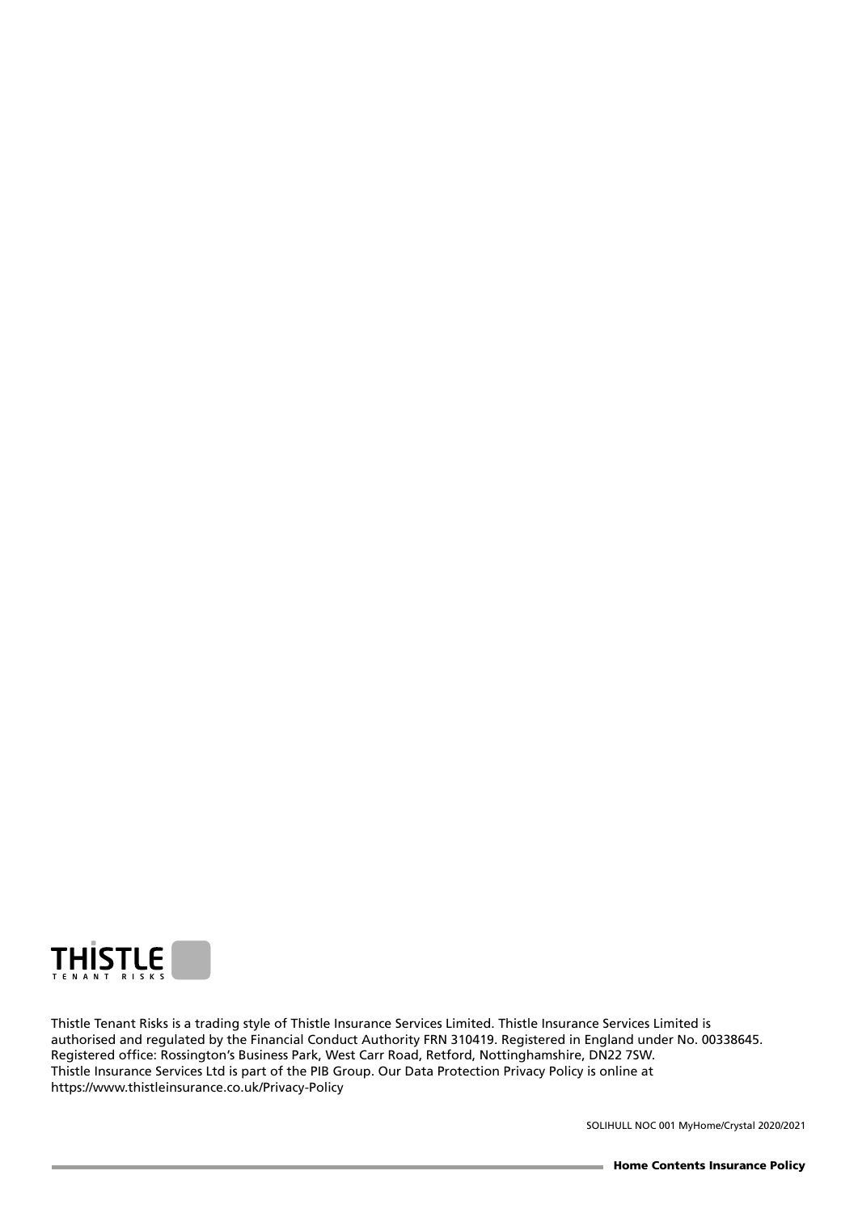THISTLE
TENANT RISKS

Thistle Tenant Risks is a trading style of Thistle Insurance Services Limited. Thistle Insurance Services Limited is authorised and regulated by the Financial Conduct Authority FRN 310419. Registered in England under No. 00338645. Registered office: Rossington's Business Park, West Carr Road, Retford, Nottinghamshire, DN22 7SW. Thistle Insurance Services Ltd is part of the PIB Group. Our Data Protection Privacy Policy is online at https://www.thistleinsurance.co.uk/Privacy-Policy

SOLIHULL NOC 001 MyHome/Crystal 2020/2021